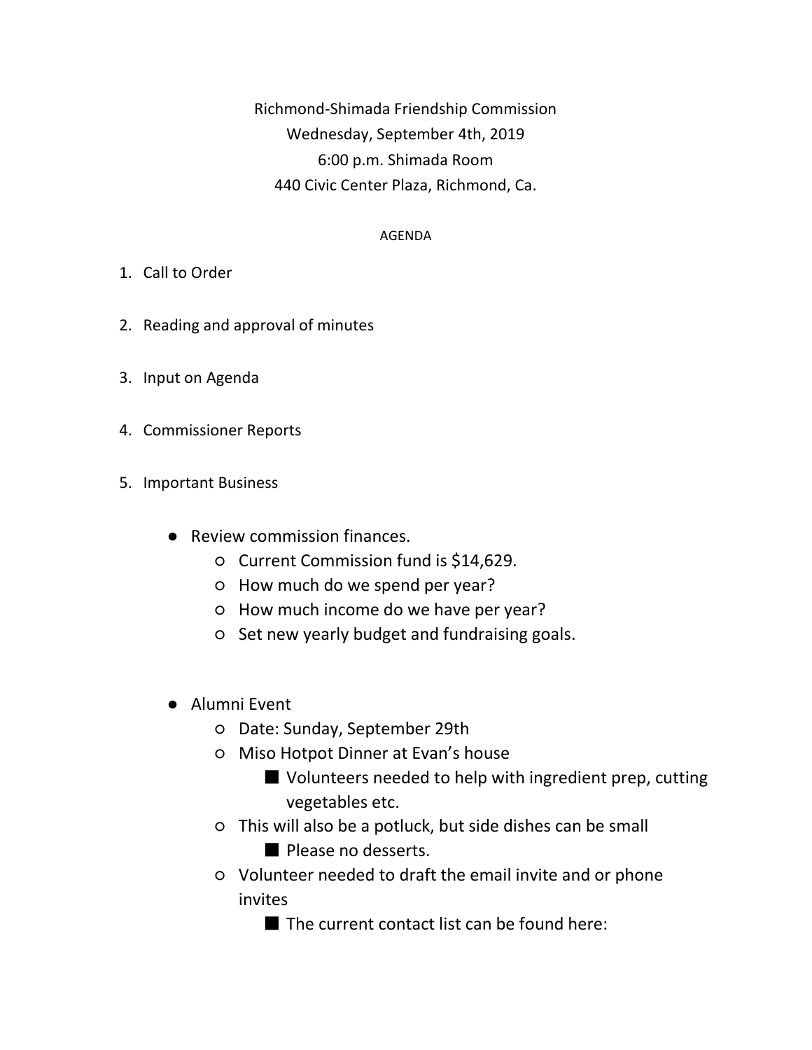Richmond-Shimada Friendship Commission
Wednesday, September 4th, 2019
6:00 p.m. Shimada Room
440 Civic Center Plaza, Richmond, Ca.

AGENDA

1. Call to Order

2. Reading and approval of minutes

3. Input on Agenda

4. Commissioner Reports

5. Important Business

- Review commission finances.
  - Current Commission fund is $14,629.
  - How much do we spend per year?
  - How much income do we have per year?
  - Set new yearly budget and fundraising goals.

- Alumni Event
  - Date: Sunday, September 29th
  - Miso Hotpot Dinner at Evan's house
    - Volunteers needed to help with ingredient prep, cutting vegetables etc.
  - This will also be a potluck, but side dishes can be small
    - Please no desserts.
  - Volunteer needed to draft the email invite and or phone invites
    - The current contact list can be found here: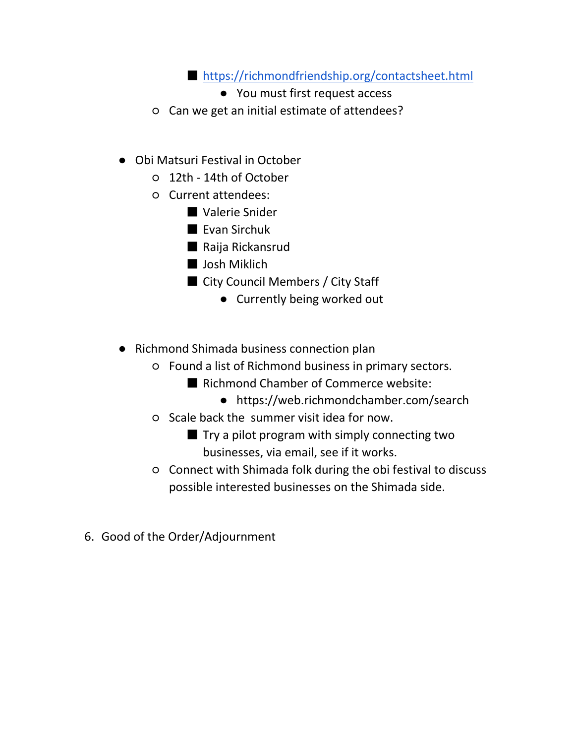- https://richmondfriendship.org/contactsheet.html
        - You must first request access
    - Can we get an initial estimate of attendees?

- Obi Matsuri Festival in October
    - 12th - 14th of October
    - Current attendees:
        - Valerie Snider
        - Evan Sirchuk
        - Raija Rickansrud
        - Josh Miklich
        - City Council Members / City Staff
            - Currently being worked out

- Richmond Shimada business connection plan
    - Found a list of Richmond business in primary sectors.
        - Richmond Chamber of Commerce website:
            - https://web.richmondchamber.com/search
    - Scale back the  summer visit idea for now.
        - Try a pilot program with simply connecting two businesses, via email, see if it works.
    - Connect with Shimada folk during the obi festival to discuss possible interested businesses on the Shimada side.

6. Good of the Order/Adjournment